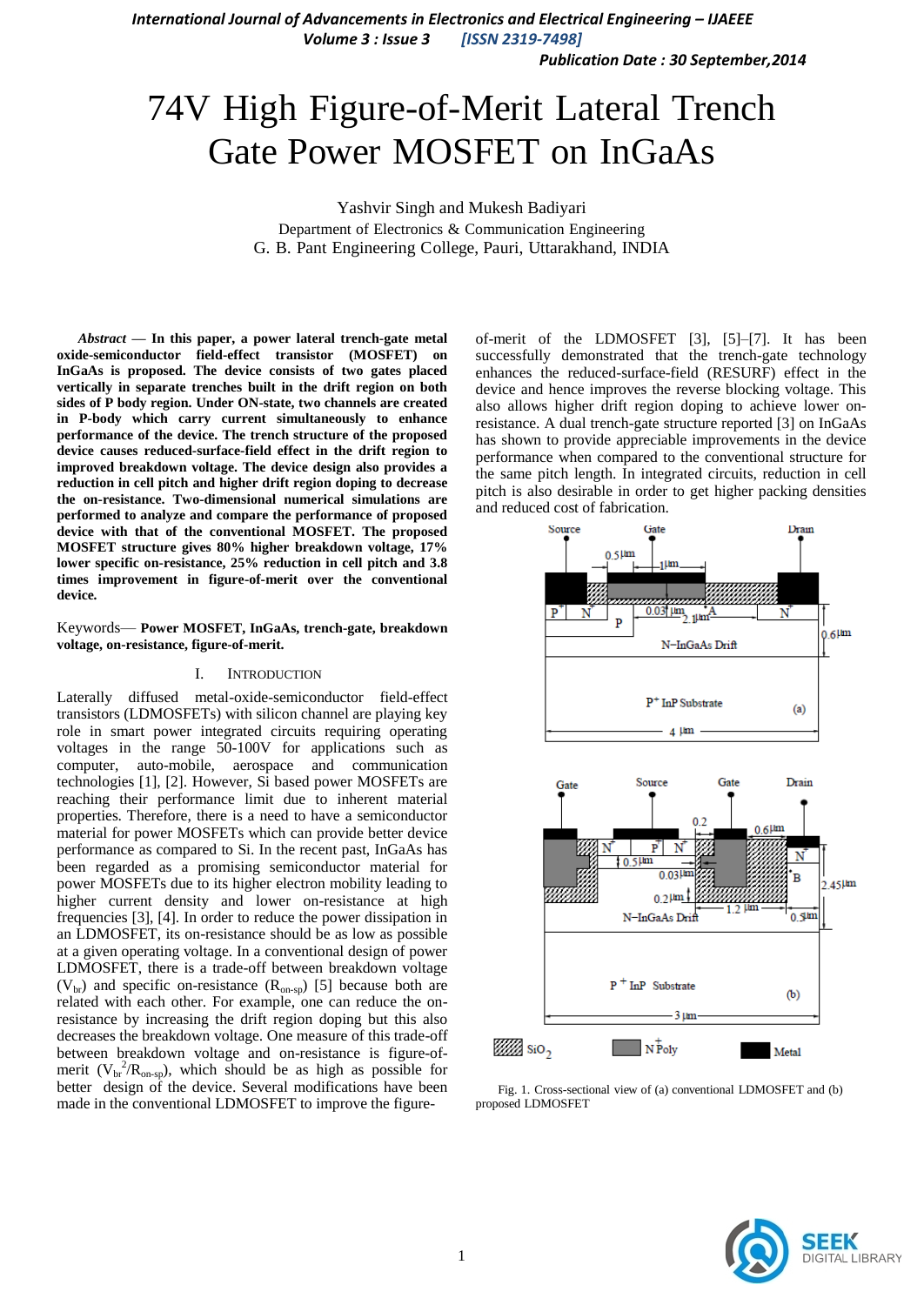# 74V High Figure-of-Merit Lateral Trench Gate Power MOSFET on InGaAs

Yashvir Singh and Mukesh Badiyari

Department of Electronics & Communication Engineering

G. B. Pant Engineering College, Pauri, Uttarakhand, INDIA

***Abstract* — In this paper, a power lateral trench-gate metal oxide-semiconductor field-effect transistor (MOSFET) on InGaAs is proposed. The device consists of two gates placed vertically in separate trenches built in the drift region on both sides of P body region. Under ON-state, two channels are created in P-body which carry current simultaneously to enhance performance of the device. The trench structure of the proposed device causes reduced-surface-field effect in the drift region to improved breakdown voltage. The device design also provides a reduction in cell pitch and higher drift region doping to decrease the on-resistance. Two-dimensional numerical simulations are performed to analyze and compare the performance of proposed device with that of the conventional MOSFET. The proposed MOSFET structure gives 80% higher breakdown voltage, 17% lower specific on-resistance, 25% reduction in cell pitch and 3.8 times improvement in figure-of-merit over the conventional device.**

Keywords— **Power MOSFET, InGaAs, trench-gate, breakdown voltage, on-resistance, figure-of-merit.**

## I. Introduction

Laterally diffused metal-oxide-semiconductor field-effect transistors (LDMOSFETs) with silicon channel are playing key role in smart power integrated circuits requiring operating voltages in the range 50-100V for applications such as computer, auto-mobile, aerospace and communication technologies [1], [2]. However, Si based power MOSFETs are reaching their performance limit due to inherent material properties. Therefore, there is a need to have a semiconductor material for power MOSFETs which can provide better device performance as compared to Si. In the recent past, InGaAs has been regarded as a promising semiconductor material for power MOSFETs due to its higher electron mobility leading to higher current density and lower on-resistance at high frequencies [3], [4]. In order to reduce the power dissipation in an LDMOSFET, its on-resistance should be as low as possible at a given operating voltage. In a conventional design of power LDMOSFET, there is a trade-off between breakdown voltage ($V_{br}$) and specific on-resistance ($R_{on\text{-}sp}$) [5] because both are related with each other. For example, one can reduce the on-resistance by increasing the drift region doping but this also decreases the breakdown voltage. One measure of this trade-off between breakdown voltage and on-resistance is figure-of-merit ($V_{br}^2/R_{on\text{-}sp}$), which should be as high as possible for better design of the device. Several modifications have been made in the conventional LDMOSFET to improve the figure-of-merit of the LDMOSFET [3], [5]–[7]. It has been successfully demonstrated that the trench-gate technology enhances the reduced-surface-field (RESURF) effect in the device and hence improves the reverse blocking voltage. This also allows higher drift region doping to achieve lower on-resistance. A dual trench-gate structure reported [3] on InGaAs has shown to provide appreciable improvements in the device performance when compared to the conventional structure for the same pitch length. In integrated circuits, reduction in cell pitch is also desirable in order to get higher packing densities and reduced cost of fabrication.

Fig. 1. Cross-sectional view of (a) conventional LDMOSFET and (b) proposed LDMOSFET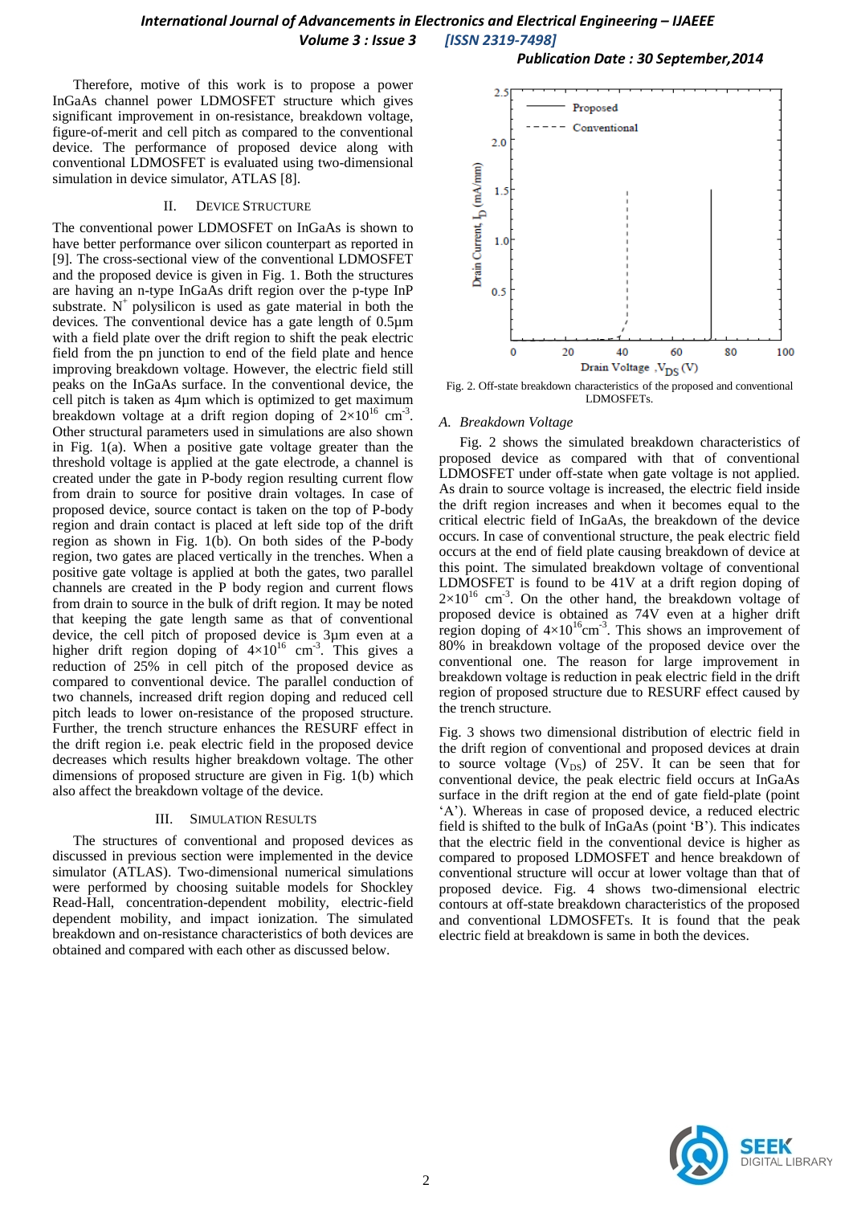Therefore, motive of this work is to propose a power InGaAs channel power LDMOSFET structure which gives significant improvement in on-resistance, breakdown voltage, figure-of-merit and cell pitch as compared to the conventional device. The performance of proposed device along with conventional LDMOSFET is evaluated using two-dimensional simulation in device simulator, ATLAS [8].

## II. Device Structure

The conventional power LDMOSFET on InGaAs is shown to have better performance over silicon counterpart as reported in [9]. The cross-sectional view of the conventional LDMOSFET and the proposed device is given in Fig. 1. Both the structures are having an n-type InGaAs drift region over the p-type InP substrate. $N^+$ polysilicon is used as gate material in both the devices. The conventional device has a gate length of 0.5µm with a field plate over the drift region to shift the peak electric field from the pn junction to end of the field plate and hence improving breakdown voltage. However, the electric field still peaks on the InGaAs surface. In the conventional device, the cell pitch is taken as 4µm which is optimized to get maximum breakdown voltage at a drift region doping of $2\times10^{16}$ $cm^{-3}$. Other structural parameters used in simulations are also shown in Fig. 1(a). When a positive gate voltage greater than the threshold voltage is applied at the gate electrode, a channel is created under the gate in P-body region resulting current flow from drain to source for positive drain voltages. In case of proposed device, source contact is taken on the top of P-body region and drain contact is placed at left side top of the drift region as shown in Fig. 1(b). On both sides of the P-body region, two gates are placed vertically in the trenches. When a positive gate voltage is applied at both the gates, two parallel channels are created in the P body region and current flows from drain to source in the bulk of drift region. It may be noted that keeping the gate length same as that of conventional device, the cell pitch of proposed device is 3µm even at a higher drift region doping of $4\times10^{16}$ $cm^{-3}$. This gives a reduction of 25% in cell pitch of the proposed device as compared to conventional device. The parallel conduction of two channels, increased drift region doping and reduced cell pitch leads to lower on-resistance of the proposed structure. Further, the trench structure enhances the RESURF effect in the drift region i.e. peak electric field in the proposed device decreases which results higher breakdown voltage. The other dimensions of proposed structure are given in Fig. 1(b) which also affect the breakdown voltage of the device.

## III. Simulation Results

The structures of conventional and proposed devices as discussed in previous section were implemented in the device simulator (ATLAS). Two-dimensional numerical simulations were performed by choosing suitable models for Shockley Read-Hall, concentration-dependent mobility, electric-field dependent mobility, and impact ionization. The simulated breakdown and on-resistance characteristics of both devices are obtained and compared with each other as discussed below.

Fig. 2. Off-state breakdown characteristics of the proposed and conventional LDMOSFETs.

### A. Breakdown Voltage

Fig. 2 shows the simulated breakdown characteristics of proposed device as compared with that of conventional LDMOSFET under off-state when gate voltage is not applied. As drain to source voltage is increased, the electric field inside the drift region increases and when it becomes equal to the critical electric field of InGaAs, the breakdown of the device occurs. In case of conventional structure, the peak electric field occurs at the end of field plate causing breakdown of device at this point. The simulated breakdown voltage of conventional LDMOSFET is found to be 41V at a drift region doping of $2\times10^{16}$ $cm^{-3}$. On the other hand, the breakdown voltage of proposed device is obtained as 74V even at a higher drift region doping of $4\times10^{16} cm^{-3}$. This shows an improvement of 80% in breakdown voltage of the proposed device over the conventional one. The reason for large improvement in breakdown voltage is reduction in peak electric field in the drift region of proposed structure due to RESURF effect caused by the trench structure.

Fig. 3 shows two dimensional distribution of electric field in the drift region of conventional and proposed devices at drain to source voltage ($V_{DS}$) of 25V. It can be seen that for conventional device, the peak electric field occurs at InGaAs surface in the drift region at the end of gate field-plate (point 'A'). Whereas in case of proposed device, a reduced electric field is shifted to the bulk of InGaAs (point 'B'). This indicates that the electric field in the conventional device is higher as compared to proposed LDMOSFET and hence breakdown of conventional structure will occur at lower voltage than that of proposed device. Fig. 4 shows two-dimensional electric contours at off-state breakdown characteristics of the proposed and conventional LDMOSFETs. It is found that the peak electric field at breakdown is same in both the devices.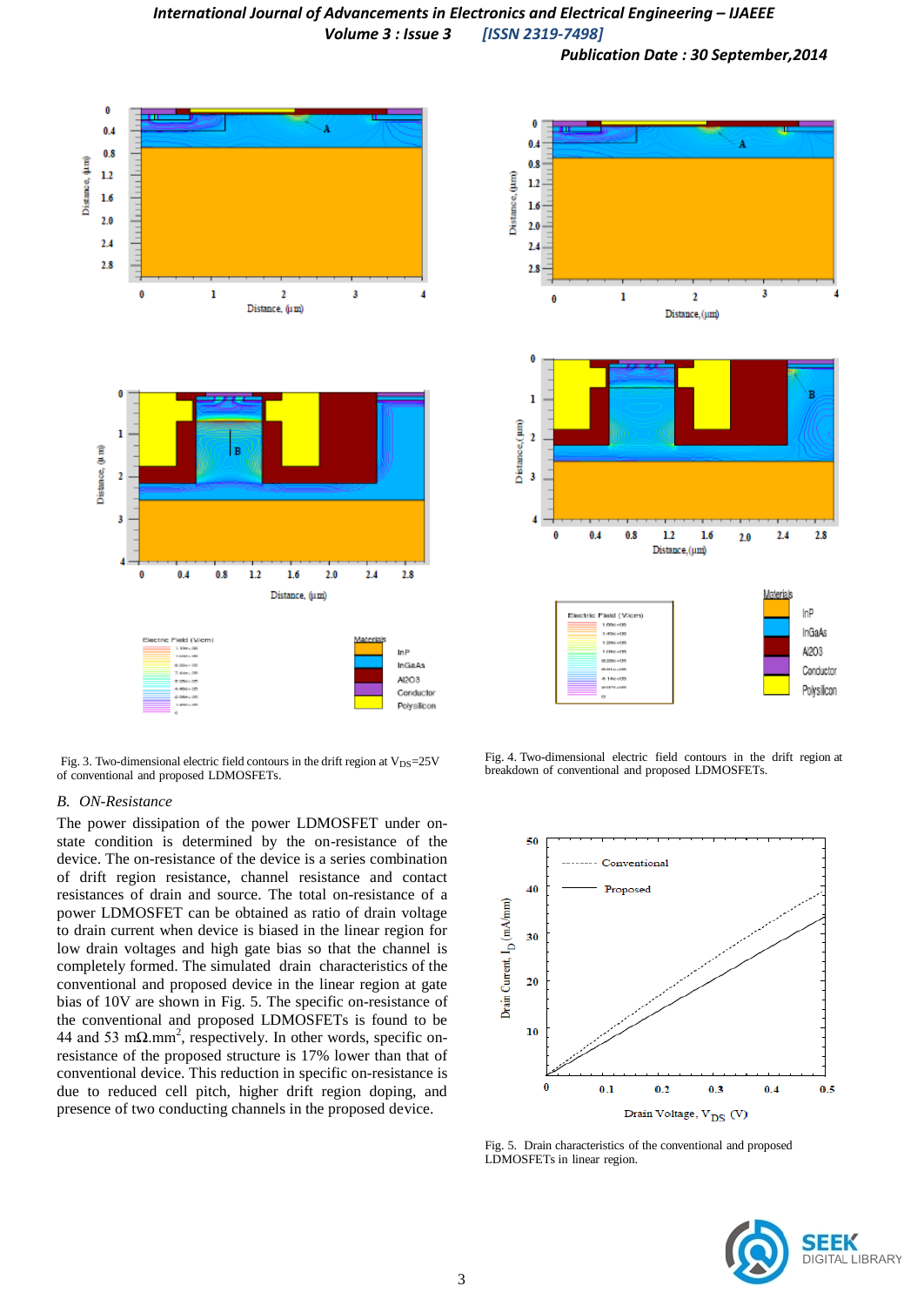Fig. 3. Two-dimensional electric field contours in the drift region at $V_{DS}$=25V of conventional and proposed LDMOSFETs.

Fig. 4. Two-dimensional electric field contours in the drift region at breakdown of conventional and proposed LDMOSFETs.

### B. ON-Resistance

The power dissipation of the power LDMOSFET under on-state condition is determined by the on-resistance of the device. The on-resistance of the device is a series combination of drift region resistance, channel resistance and contact resistances of drain and source. The total on-resistance of a power LDMOSFET can be obtained as ratio of drain voltage to drain current when device is biased in the linear region for low drain voltages and high gate bias so that the channel is completely formed. The simulated drain characteristics of the conventional and proposed device in the linear region at gate bias of 10V are shown in Fig. 5. The specific on-resistance of the conventional and proposed LDMOSFETs is found to be 44 and 53 mΩ.mm$^2$, respectively. In other words, specific on-resistance of the proposed structure is 17% lower than that of conventional device. This reduction in specific on-resistance is due to reduced cell pitch, higher drift region doping, and presence of two conducting channels in the proposed device.

Fig. 5. Drain characteristics of the conventional and proposed LDMOSFETs in linear region.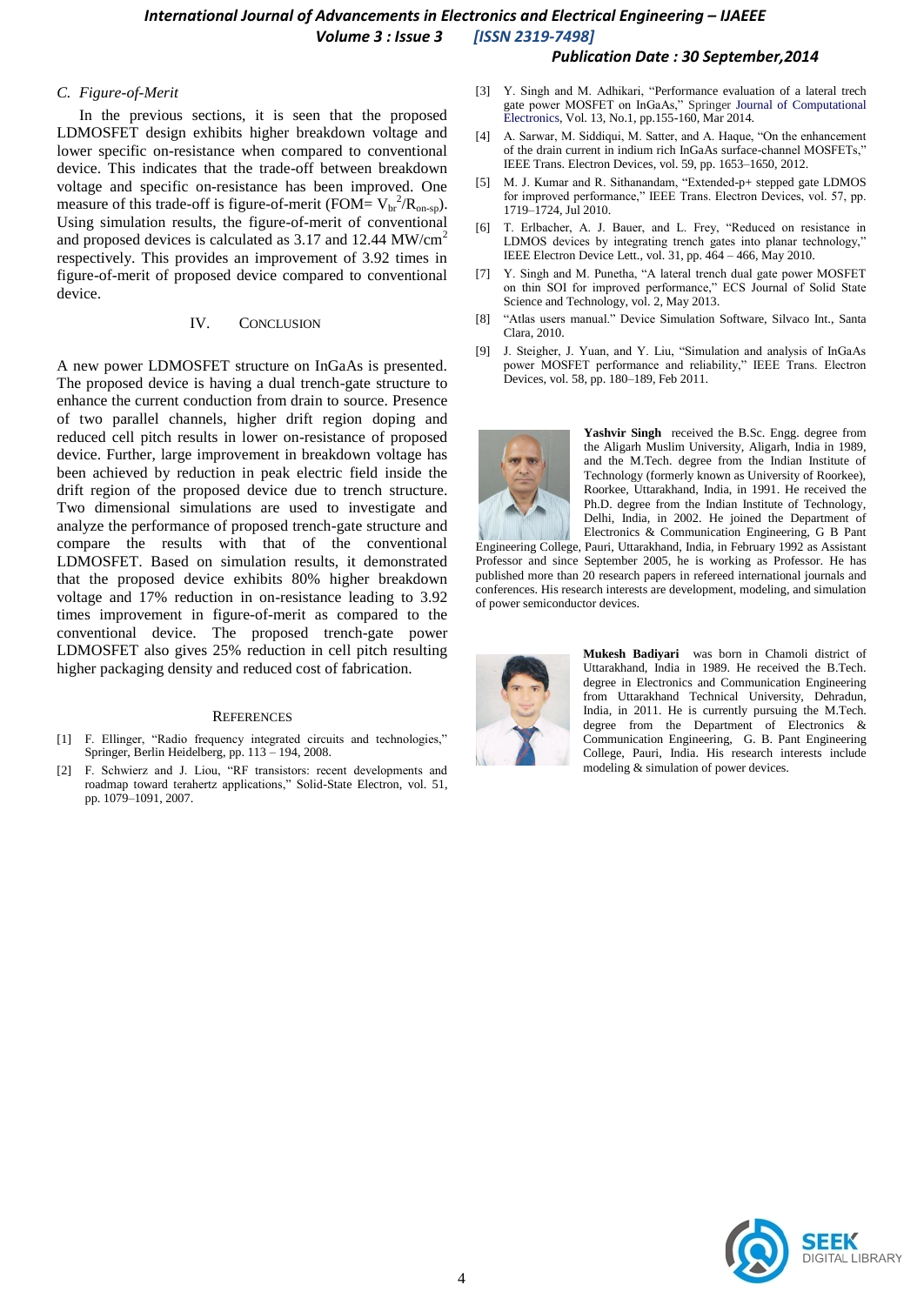### C. Figure-of-Merit

In the previous sections, it is seen that the proposed LDMOSFET design exhibits higher breakdown voltage and lower specific on-resistance when compared to conventional device. This indicates that the trade-off between breakdown voltage and specific on-resistance has been improved. One measure of this trade-off is figure-of-merit (FOM= $V_{br}^{2}/R_{on\text{-}sp}$). Using simulation results, the figure-of-merit of conventional and proposed devices is calculated as 3.17 and 12.44 MW/cm$^2$ respectively. This provides an improvement of 3.92 times in figure-of-merit of proposed device compared to conventional device.

## IV. Conclusion

A new power LDMOSFET structure on InGaAs is presented. The proposed device is having a dual trench-gate structure to enhance the current conduction from drain to source. Presence of two parallel channels, higher drift region doping and reduced cell pitch results in lower on-resistance of proposed device. Further, large improvement in breakdown voltage has been achieved by reduction in peak electric field inside the drift region of the proposed device due to trench structure. Two dimensional simulations are used to investigate and analyze the performance of proposed trench-gate structure and compare the results with that of the conventional LDMOSFET. Based on simulation results, it demonstrated that the proposed device exhibits 80% higher breakdown voltage and 17% reduction in on-resistance leading to 3.92 times improvement in figure-of-merit as compared to the conventional device. The proposed trench-gate power LDMOSFET also gives 25% reduction in cell pitch resulting higher packaging density and reduced cost of fabrication.

## References

[1] F. Ellinger, "Radio frequency integrated circuits and technologies," Springer, Berlin Heidelberg, pp. 113 – 194, 2008.

[2] F. Schwierz and J. Liou, "RF transistors: recent developments and roadmap toward terahertz applications," Solid-State Electron, vol. 51, pp. 1079–1091, 2007.

[3] Y. Singh and M. Adhikari, "Performance evaluation of a lateral trech gate power MOSFET on InGaAs," Springer Journal of Computational Electronics, Vol. 13, No.1, pp.155-160, Mar 2014.

[4] A. Sarwar, M. Siddiqui, M. Satter, and A. Haque, "On the enhancement of the drain current in indium rich InGaAs surface-channel MOSFETs," IEEE Trans. Electron Devices, vol. 59, pp. 1653–1650, 2012.

[5] M. J. Kumar and R. Sithanandam, "Extended-p+ stepped gate LDMOS for improved performance," IEEE Trans. Electron Devices, vol. 57, pp. 1719–1724, Jul 2010.

[6] T. Erlbacher, A. J. Bauer, and L. Frey, "Reduced on resistance in LDMOS devices by integrating trench gates into planar technology," IEEE Electron Device Lett., vol. 31, pp. 464 – 466, May 2010.

[7] Y. Singh and M. Punetha, "A lateral trench dual gate power MOSFET on thin SOI for improved performance," ECS Journal of Solid State Science and Technology, vol. 2, May 2013.

[8] "Atlas users manual." Device Simulation Software, Silvaco Int., Santa Clara, 2010.

[9] J. Steigher, J. Yuan, and Y. Liu, "Simulation and analysis of InGaAs power MOSFET performance and reliability," IEEE Trans. Electron Devices, vol. 58, pp. 180–189, Feb 2011.

**Yashvir Singh** received the B.Sc. Engg. degree from the Aligarh Muslim University, Aligarh, India in 1989, and the M.Tech. degree from the Indian Institute of Technology (formerly known as University of Roorkee), Roorkee, Uttarakhand, India, in 1991. He received the Ph.D. degree from the Indian Institute of Technology, Delhi, India, in 2002. He joined the Department of Electronics & Communication Engineering, G B Pant Engineering College, Pauri, Uttarakhand, India, in February 1992 as Assistant Professor and since September 2005, he is working as Professor. He has published more than 20 research papers in refereed international journals and conferences. His research interests are development, modeling, and simulation of power semiconductor devices.

**Mukesh Badiyari** was born in Chamoli district of Uttarakhand, India in 1989. He received the B.Tech. degree in Electronics and Communication Engineering from Uttarakhand Technical University, Dehradun, India, in 2011. He is currently pursuing the M.Tech. degree from the Department of Electronics & Communication Engineering, G. B. Pant Engineering College, Pauri, India. His research interests include modeling & simulation of power devices.